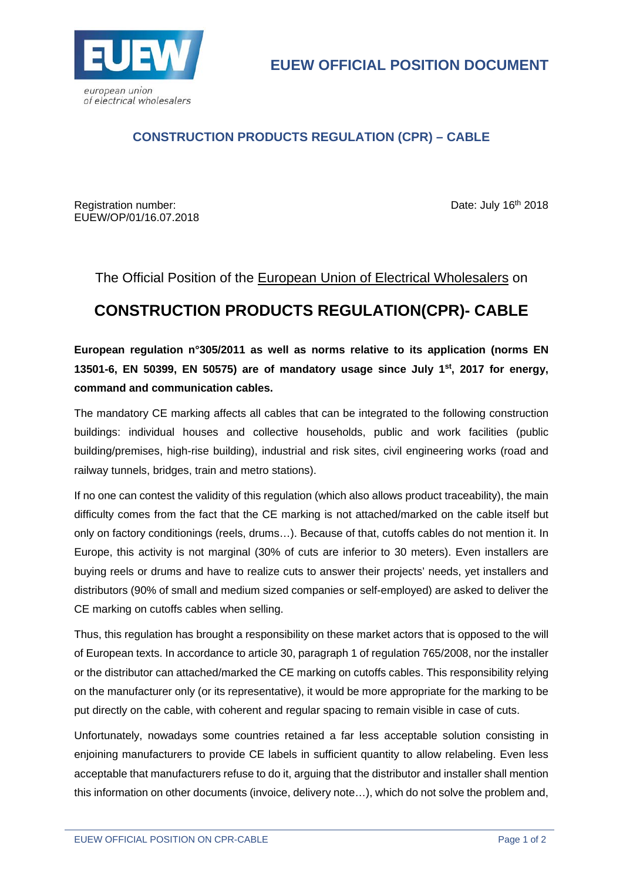european union
of electrical wholesalers

**EUEW OFFICIAL POSITION DOCUMENT**

## CONSTRUCTION PRODUCTS REGULATION (CPR) – CABLE

Registration number:
EUEW/OP/01/16.07.2018

Date: July 16th 2018

The Official Position of the European Union of Electrical Wholesalers on

# CONSTRUCTION PRODUCTS REGULATION(CPR)- CABLE

**European regulation n°305/2011 as well as norms relative to its application (norms EN 13501-6, EN 50399, EN 50575) are of mandatory usage since July 1st, 2017 for energy, command and communication cables.**

The mandatory CE marking affects all cables that can be integrated to the following construction buildings: individual houses and collective households, public and work facilities (public building/premises, high-rise building), industrial and risk sites, civil engineering works (road and railway tunnels, bridges, train and metro stations).

If no one can contest the validity of this regulation (which also allows product traceability), the main difficulty comes from the fact that the CE marking is not attached/marked on the cable itself but only on factory conditionings (reels, drums…). Because of that, cutoffs cables do not mention it. In Europe, this activity is not marginal (30% of cuts are inferior to 30 meters). Even installers are buying reels or drums and have to realize cuts to answer their projects' needs, yet installers and distributors (90% of small and medium sized companies or self-employed) are asked to deliver the CE marking on cutoffs cables when selling.

Thus, this regulation has brought a responsibility on these market actors that is opposed to the will of European texts. In accordance to article 30, paragraph 1 of regulation 765/2008, nor the installer or the distributor can attached/marked the CE marking on cutoffs cables. This responsibility relying on the manufacturer only (or its representative), it would be more appropriate for the marking to be put directly on the cable, with coherent and regular spacing to remain visible in case of cuts.

Unfortunately, nowadays some countries retained a far less acceptable solution consisting in enjoining manufacturers to provide CE labels in sufficient quantity to allow relabeling. Even less acceptable that manufacturers refuse to do it, arguing that the distributor and installer shall mention this information on other documents (invoice, delivery note…), which do not solve the problem and,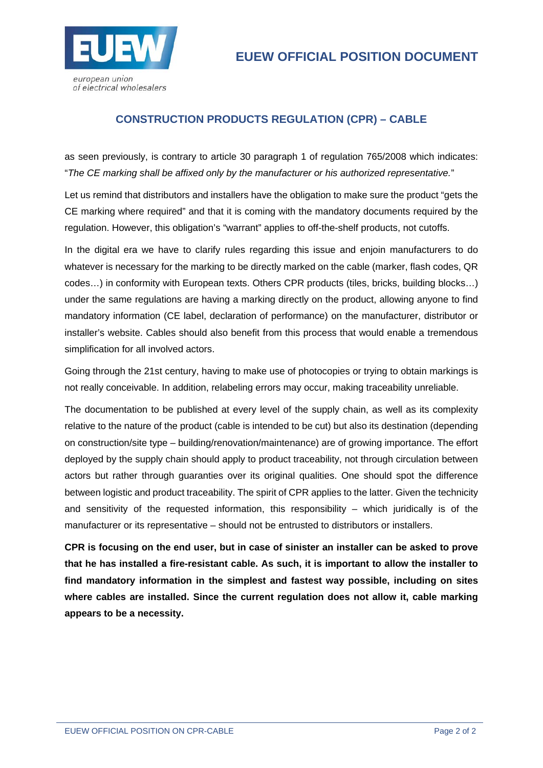as seen previously, is contrary to article 30 paragraph 1 of regulation 765/2008 which indicates: "*The CE marking shall be affixed only by the manufacturer or his authorized representative.*"

Let us remind that distributors and installers have the obligation to make sure the product "gets the CE marking where required" and that it is coming with the mandatory documents required by the regulation. However, this obligation's "warrant" applies to off-the-shelf products, not cutoffs.

In the digital era we have to clarify rules regarding this issue and enjoin manufacturers to do whatever is necessary for the marking to be directly marked on the cable (marker, flash codes, QR codes…) in conformity with European texts. Others CPR products (tiles, bricks, building blocks…) under the same regulations are having a marking directly on the product, allowing anyone to find mandatory information (CE label, declaration of performance) on the manufacturer, distributor or installer's website. Cables should also benefit from this process that would enable a tremendous simplification for all involved actors.

Going through the 21st century, having to make use of photocopies or trying to obtain markings is not really conceivable. In addition, relabeling errors may occur, making traceability unreliable.

The documentation to be published at every level of the supply chain, as well as its complexity relative to the nature of the product (cable is intended to be cut) but also its destination (depending on construction/site type – building/renovation/maintenance) are of growing importance. The effort deployed by the supply chain should apply to product traceability, not through circulation between actors but rather through guaranties over its original qualities. One should spot the difference between logistic and product traceability. The spirit of CPR applies to the latter. Given the technicity and sensitivity of the requested information, this responsibility – which juridically is of the manufacturer or its representative – should not be entrusted to distributors or installers.

**CPR is focusing on the end user, but in case of sinister an installer can be asked to prove that he has installed a fire-resistant cable. As such, it is important to allow the installer to find mandatory information in the simplest and fastest way possible, including on sites where cables are installed. Since the current regulation does not allow it, cable marking appears to be a necessity.**